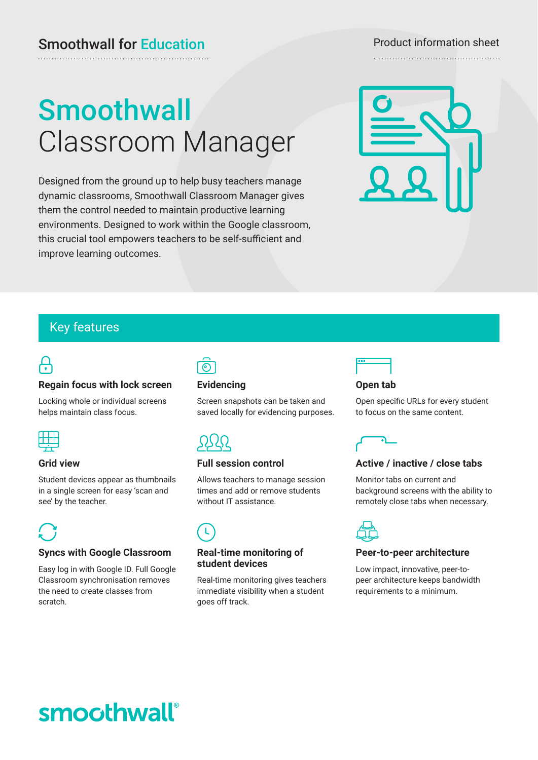Smoothwall for Education

Product information sheet

# Smoothwall Classroom Manager

Designed from the ground up to help busy teachers manage dynamic classrooms, Smoothwall Classroom Manager gives them the control needed to maintain productive learning environments. Designed to work within the Google classroom, this crucial tool empowers teachers to be self-sufficient and improve learning outcomes.

## Key features

### Regain focus with lock screen

Locking whole or individual screens helps maintain class focus.

### Evidencing

Screen snapshots can be taken and saved locally for evidencing purposes.

### Open tab

Open specific URLs for every student to focus on the same content.

### Grid view

Student devices appear as thumbnails in a single screen for easy 'scan and see' by the teacher.

### Full session control

Allows teachers to manage session times and add or remove students without IT assistance.

### Active / inactive / close tabs

Monitor tabs on current and background screens with the ability to remotely close tabs when necessary.

### Syncs with Google Classroom

Easy log in with Google ID. Full Google Classroom synchronisation removes the need to create classes from scratch.

### Real-time monitoring of student devices

Real-time monitoring gives teachers immediate visibility when a student goes off track.

### Peer-to-peer architecture

Low impact, innovative, peer-to-peer architecture keeps bandwidth requirements to a minimum.

smoothwall®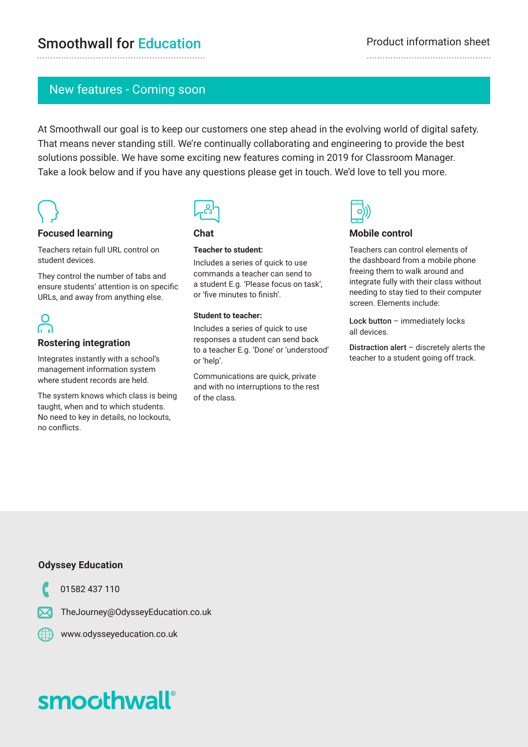# Smoothwall for Education

Product information sheet

## New features - Coming soon

At Smoothwall our goal is to keep our customers one step ahead in the evolving world of digital safety. That means never standing still. We're continually collaborating and engineering to provide the best solutions possible. We have some exciting new features coming in 2019 for Classroom Manager. Take a look below and if you have any questions please get in touch. We'd love to tell you more.

### Focused learning

Teachers retain full URL control on student devices.

They control the number of tabs and ensure students' attention is on specific URLs, and away from anything else.

### Rostering integration

Integrates instantly with a school's management information system where student records are held.

The system knows which class is being taught, when and to which students. No need to key in details, no lockouts, no conflicts.

### Chat

**Teacher to student:**

Includes a series of quick to use commands a teacher can send to a student E.g. 'Please focus on task', or 'five minutes to finish'.

**Student to teacher:**

Includes a series of quick to use responses a student can send back to a teacher E.g. 'Done' or 'understood' or 'help'.

Communications are quick, private and with no interruptions to the rest of the class.

### Mobile control

Teachers can control elements of the dashboard from a mobile phone freeing them to walk around and integrate fully with their class without needing to stay tied to their computer screen. Elements include:

**Lock button** – immediately locks all devices.

**Distraction alert** – discretely alerts the teacher to a student going off track.

**Odyssey Education**

01582 437 110

TheJourney@OdysseyEducation.co.uk

www.odysseyeducation.co.uk

smoothwall®